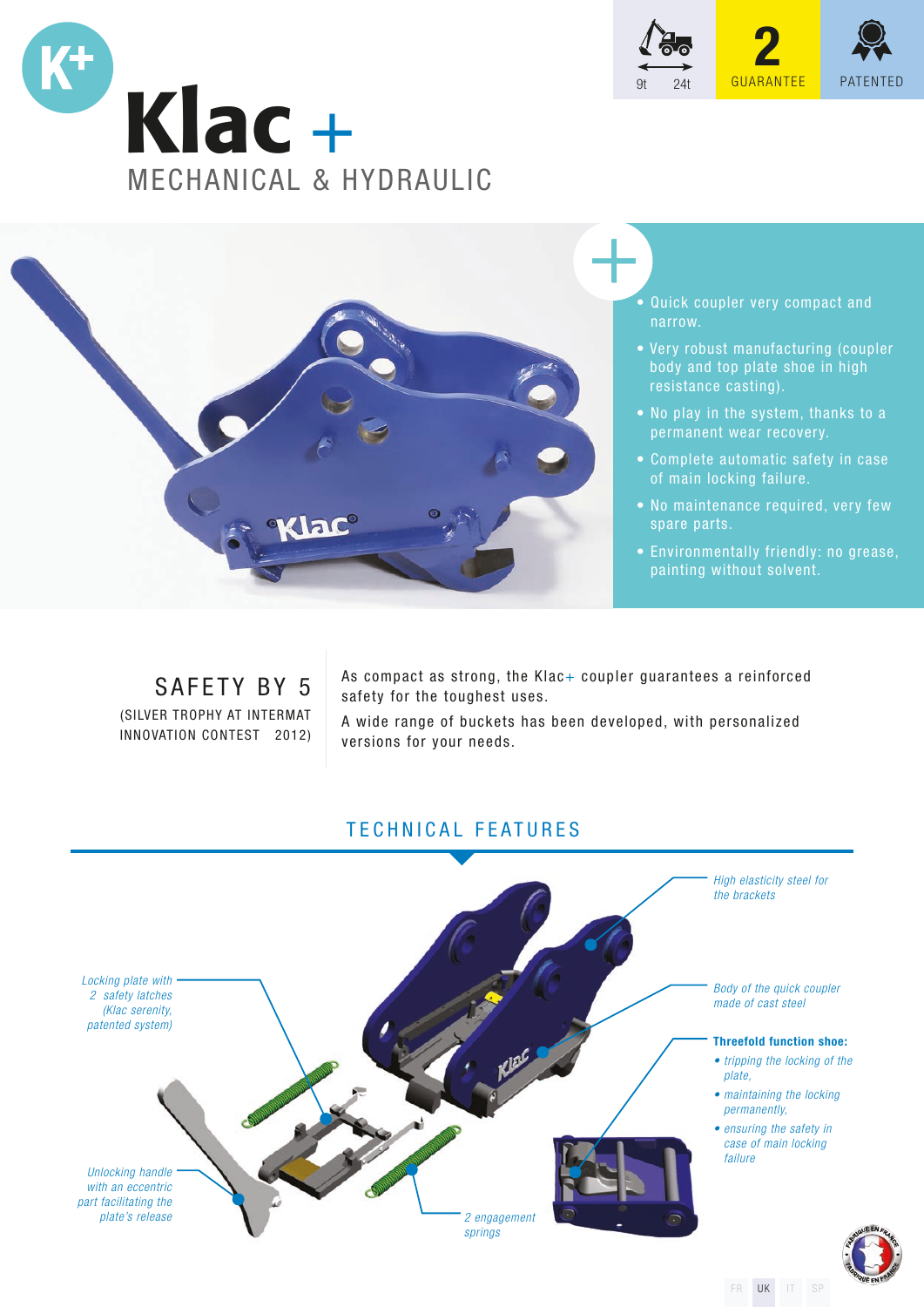# Klac +

## MECHANICAL & HYDRAULIC

9t 24t

2 GUARANTEE

PATENTED

- Quick coupler very compact and narrow.
- Very robust manufacturing (coupler body and top plate shoe in high resistance casting).
- No play in the system, thanks to a permanent wear recovery.
- Complete automatic safety in case of main locking failure.
- No maintenance required, very few spare parts.
- Environmentally friendly: no grease, painting without solvent.

## SAFETY BY 5

(SILVER TROPHY AT INTERMAT INNOVATION CONTEST 2012)

As compact as strong, the Klac+ coupler guarantees a reinforced safety for the toughest uses.

A wide range of buckets has been developed, with personalized versions for your needs.

## TECHNICAL FEATURES

*High elasticity steel for the brackets*

*Body of the quick coupler made of cast steel*

**Threefold function shoe:**

- *tripping the locking of the plate,*
- *maintaining the locking permanently,*
- *ensuring the safety in case of main locking failure*

*Locking plate with 2 safety latches (Klac serenity, patented system)*

*Unlocking handle with an eccentric part facilitating the plate's release*

*2 engagement springs*

FR UK IT SP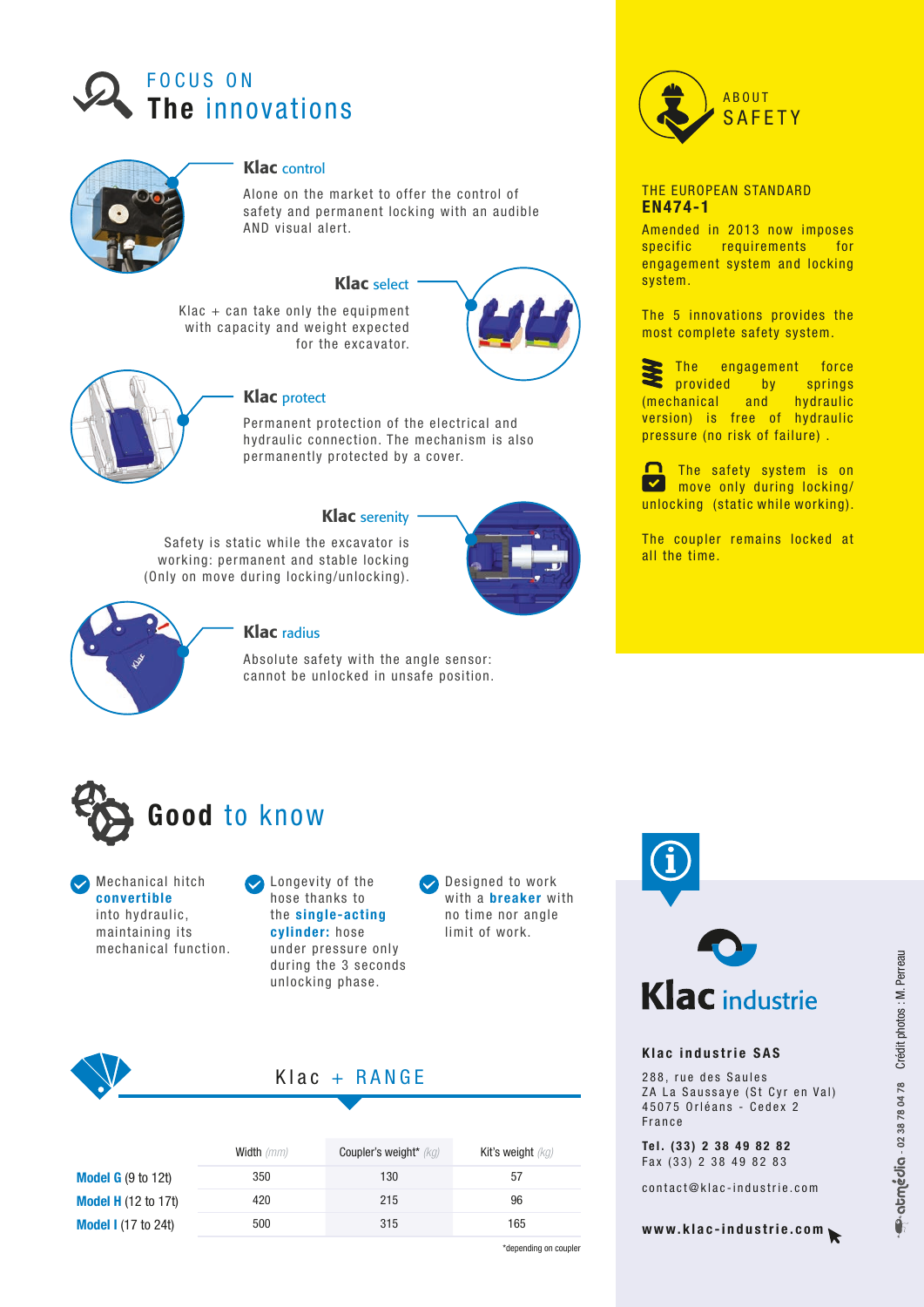# FOCUS ON The innovations

### Klac control

Alone on the market to offer the control of safety and permanent locking with an audible AND visual alert.

### Klac select

Klac + can take only the equipment with capacity and weight expected for the excavator.

### Klac protect

Permanent protection of the electrical and hydraulic connection. The mechanism is also permanently protected by a cover.

### Klac serenity

Safety is static while the excavator is working: permanent and stable locking (Only on move during locking/unlocking).

### Klac radius

Absolute safety with the angle sensor: cannot be unlocked in unsafe position.

# ABOUT SAFETY

THE EUROPEAN STANDARD **EN474-1**

Amended in 2013 now imposes specific requirements for engagement system and locking system.

The 5 innovations provides the most complete safety system.

The engagement force provided by springs (mechanical and hydraulic version) is free of hydraulic pressure (no risk of failure) .

The safety system is on move only during locking/unlocking (static while working).

The coupler remains locked at all the time.

# Good to know

- Mechanical hitch **convertible** into hydraulic, maintaining its mechanical function.
- Longevity of the hose thanks to the **single-acting cylinder:** hose under pressure only during the 3 seconds unlocking phase.
- Designed to work with a **breaker** with no time nor angle limit of work.

## Klac + RANGE

| | Width *(mm)* | Coupler's weight* *(kg)* | Kit's weight *(kg)* |
|---|---|---|---|
| **Model G** (9 to 12t) | 350 | 130 | 57 |
| **Model H** (12 to 17t) | 420 | 215 | 96 |
| **Model I** (17 to 24t) | 500 | 315 | 165 |

*depending on coupler

**Klac industrie**

**Klac industrie SAS**

288, rue des Saules
ZA La Saussaye (St Cyr en Val)
45075 Orléans - Cedex 2
France

**Tel. (33) 2 38 49 82 82**
Fax (33) 2 38 49 82 83

contact@klac-industrie.com

**www.klac-industrie.com**

atmédia - 02 38 78 04 78 Crédit photos : M. Perreau